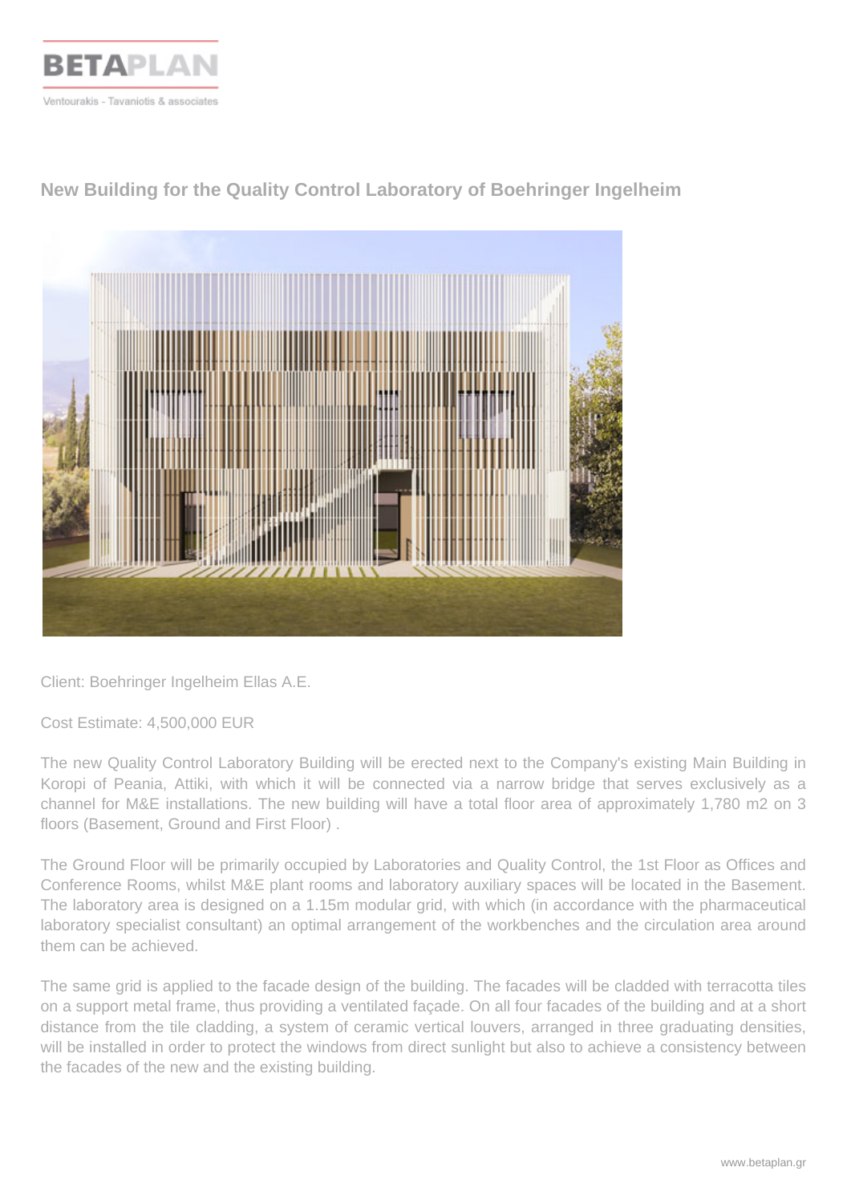BETAPLAN

Ventourakis - Tavaniotis & associates

## New Building for the Quality Control Laboratory of Boehringer Ingelheim

Client: Boehringer Ingelheim Ellas A.E.

Cost Estimate: 4,500,000 EUR

The new Quality Control Laboratory Building will be erected next to the Company's existing Main Building in Koropi of Peania, Attiki, with which it will be connected via a narrow bridge that serves exclusively as a channel for M&E installations. The new building will have a total floor area of approximately 1,780 m2 on 3 floors (Basement, Ground and First Floor) .

The Ground Floor will be primarily occupied by Laboratories and Quality Control, the 1st Floor as Offices and Conference Rooms, whilst M&E plant rooms and laboratory auxiliary spaces will be located in the Basement. The laboratory area is designed on a 1.15m modular grid, with which (in accordance with the pharmaceutical laboratory specialist consultant) an optimal arrangement of the workbenches and the circulation area around them can be achieved.

The same grid is applied to the facade design of the building. The facades will be cladded with terracotta tiles on a support metal frame, thus providing a ventilated façade. On all four facades of the building and at a short distance from the tile cladding, a system of ceramic vertical louvers, arranged in three graduating densities, will be installed in order to protect the windows from direct sunlight but also to achieve a consistency between the facades of the new and the existing building.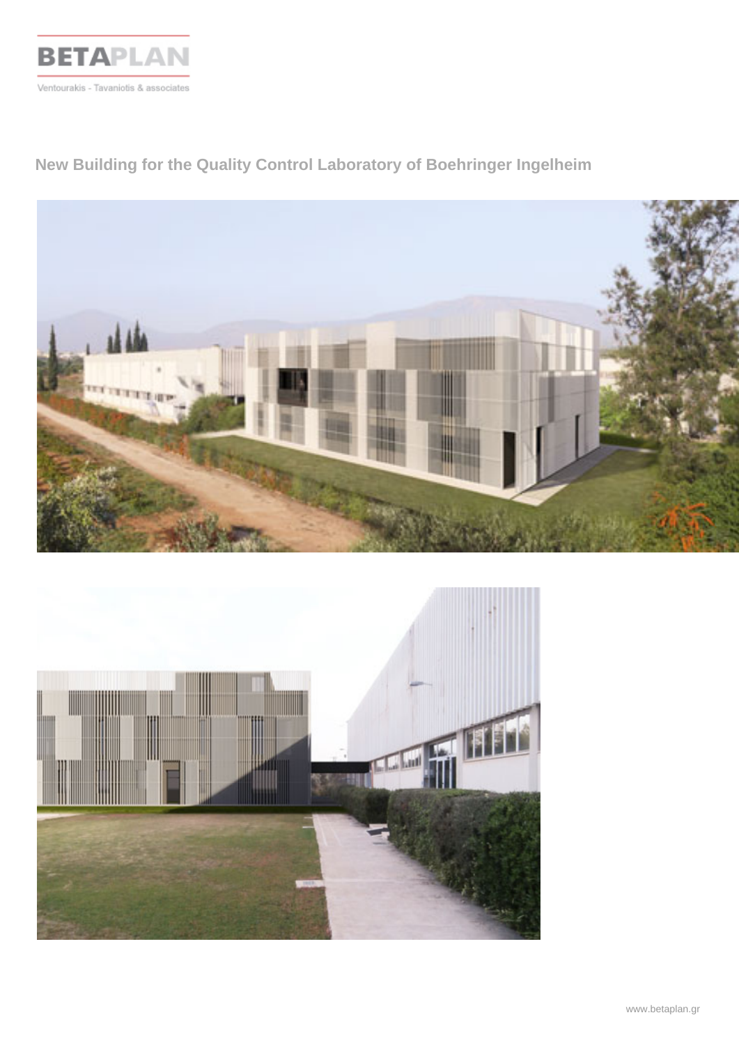# New Building for the Quality Control Laboratory of Boehringer Ingelheim